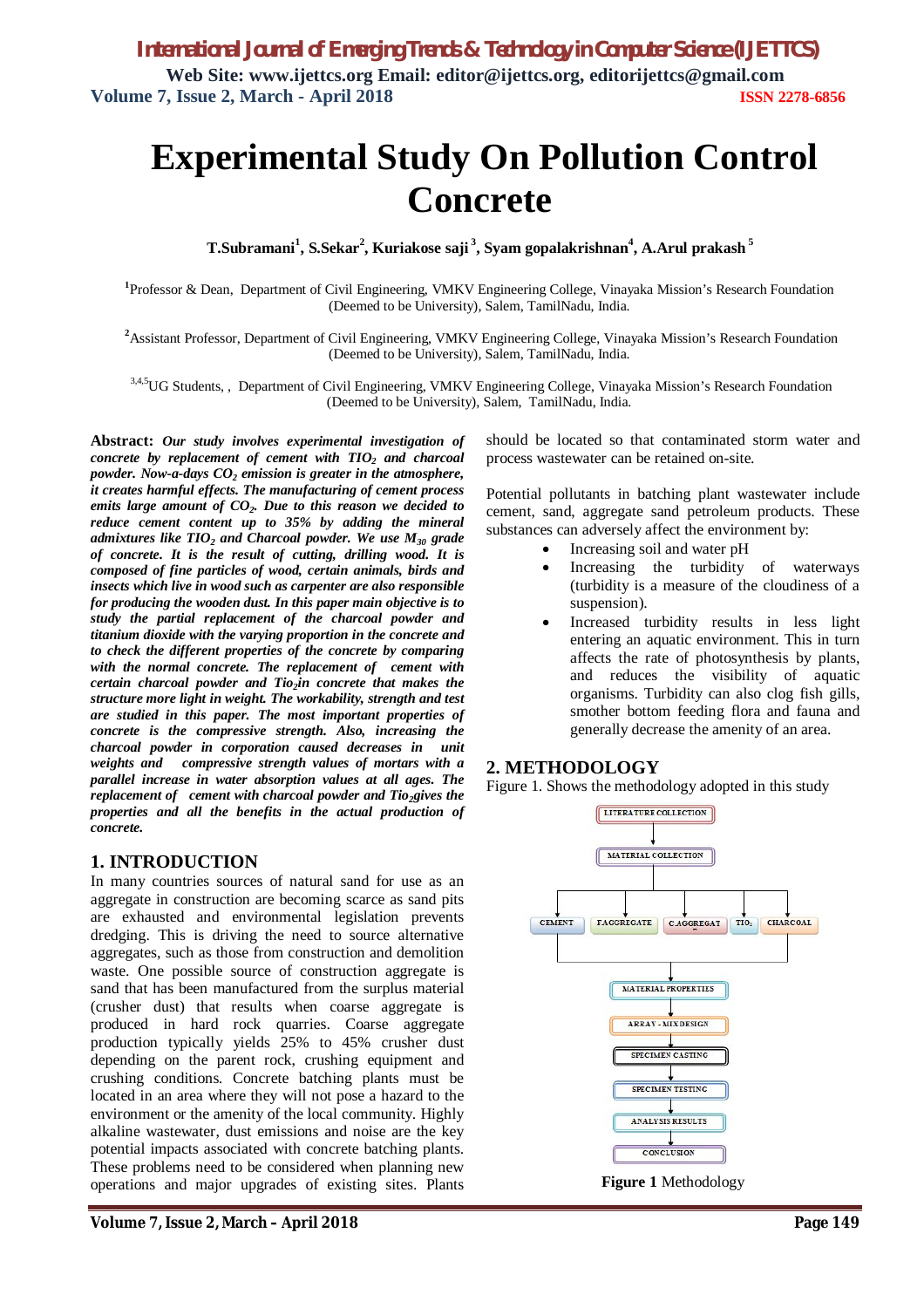# Experimental Study On Pollution Control Concrete

**T.Subramani[1], S.Sekar[2], Kuriakose saji[3], Syam gopalakrishnan[4], A.Arul prakash[5]**

[1]Professor & Dean, Department of Civil Engineering, VMKV Engineering College, Vinayaka Mission's Research Foundation (Deemed to be University), Salem, TamilNadu, India.

[2]Assistant Professor, Department of Civil Engineering, VMKV Engineering College, Vinayaka Mission's Research Foundation (Deemed to be University), Salem, TamilNadu, India.

[3,4,5]UG Students, , Department of Civil Engineering, VMKV Engineering College, Vinayaka Mission's Research Foundation (Deemed to be University), Salem, TamilNadu, India.

**Abstract:** ***Our study involves experimental investigation of concrete by replacement of cement with $TIO_2$ and charcoal powder. Now-a-days $CO_2$ emission is greater in the atmosphere, it creates harmful effects. The manufacturing of cement process emits large amount of $CO_2$. Due to this reason we decided to reduce cement content up to 35% by adding the mineral admixtures like $TIO_2$ and Charcoal powder. We use $M_{30}$ grade of concrete. It is the result of cutting, drilling wood. It is composed of fine particles of wood, certain animals, birds and insects which live in wood such as carpenter are also responsible for producing the wooden dust. In this paper main objective is to study the partial replacement of the charcoal powder and titanium dioxide with the varying proportion in the concrete and to check the different properties of the concrete by comparing with the normal concrete. The replacement of cement with certain charcoal powder and $Tio_2$in concrete that makes the structure more light in weight. The workability, strength and test are studied in this paper. The most important properties of concrete is the compressive strength. Also, increasing the charcoal powder in corporation caused decreases in unit weights and compressive strength values of mortars with a parallel increase in water absorption values at all ages. The replacement of cement with charcoal powder and $Tio_2$gives the properties and all the benefits in the actual production of concrete.***

## 1. INTRODUCTION

In many countries sources of natural sand for use as an aggregate in construction are becoming scarce as sand pits are exhausted and environmental legislation prevents dredging. This is driving the need to source alternative aggregates, such as those from construction and demolition waste. One possible source of construction aggregate is sand that has been manufactured from the surplus material (crusher dust) that results when coarse aggregate is produced in hard rock quarries. Coarse aggregate production typically yields 25% to 45% crusher dust depending on the parent rock, crushing equipment and crushing conditions. Concrete batching plants must be located in an area where they will not pose a hazard to the environment or the amenity of the local community. Highly alkaline wastewater, dust emissions and noise are the key potential impacts associated with concrete batching plants. These problems need to be considered when planning new operations and major upgrades of existing sites. Plants should be located so that contaminated storm water and process wastewater can be retained on-site.

Potential pollutants in batching plant wastewater include cement, sand, aggregate sand petroleum products. These substances can adversely affect the environment by:

- Increasing soil and water pH
- Increasing the turbidity of waterways (turbidity is a measure of the cloudiness of a suspension).
- Increased turbidity results in less light entering an aquatic environment. This in turn affects the rate of photosynthesis by plants, and reduces the visibility of aquatic organisms. Turbidity can also clog fish gills, smother bottom feeding flora and fauna and generally decrease the amenity of an area.

## 2. METHODOLOGY

Figure 1. Shows the methodology adopted in this study

LITERATURE COLLECTION → MATERIAL COLLECTION → CEMENT, F.AGGREGATE, C.AGGREGAT, $TIO_2$, CHARCOAL → MATERIAL PROPERTIES → ARRAY - MIX DESIGN → SPECIMEN CASTING → SPECIMEN TESTING → ANALYSIS RESULTS → CONCLUSION

**Figure 1** Methodology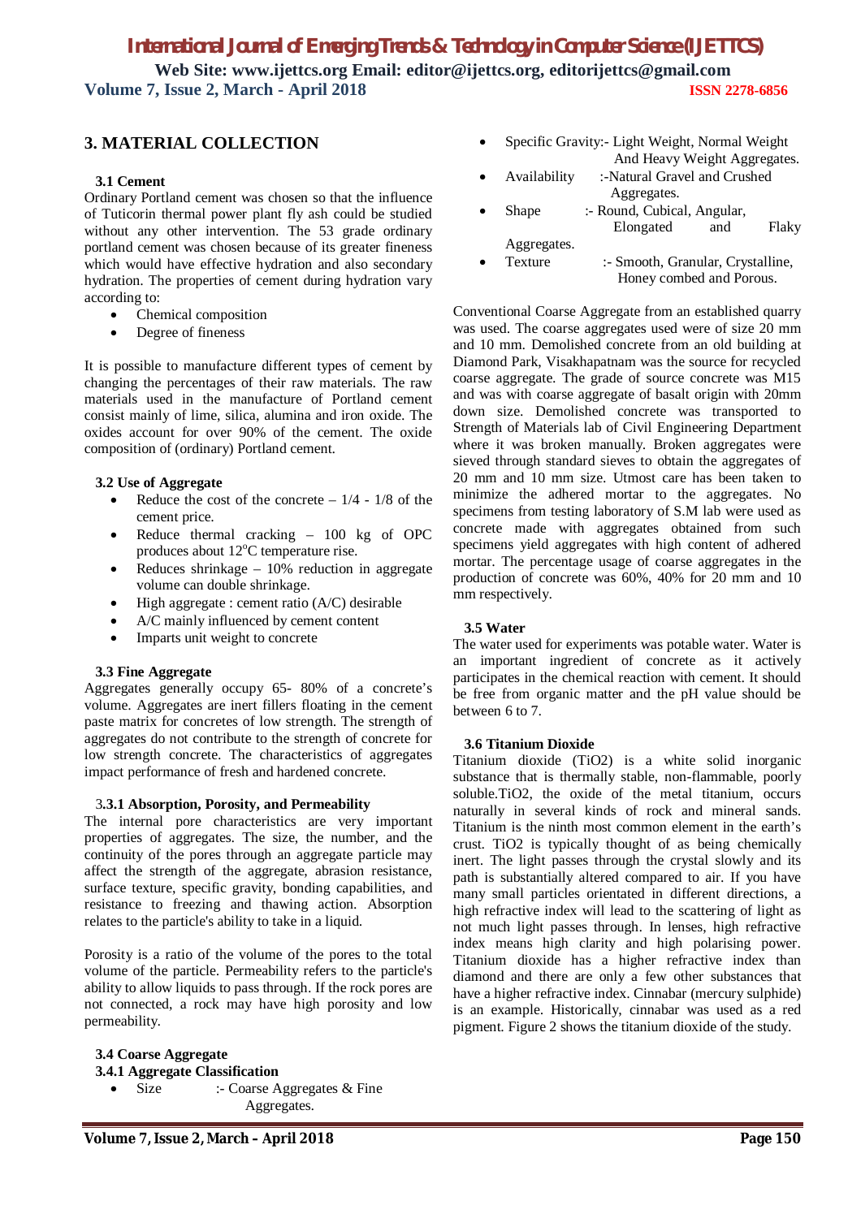## 3. MATERIAL COLLECTION

### 3.1 Cement

Ordinary Portland cement was chosen so that the influence of Tuticorin thermal power plant fly ash could be studied without any other intervention. The 53 grade ordinary portland cement was chosen because of its greater fineness which would have effective hydration and also secondary hydration. The properties of cement during hydration vary according to:

- Chemical composition
- Degree of fineness

It is possible to manufacture different types of cement by changing the percentages of their raw materials. The raw materials used in the manufacture of Portland cement consist mainly of lime, silica, alumina and iron oxide. The oxides account for over 90% of the cement. The oxide composition of (ordinary) Portland cement.

### 3.2 Use of Aggregate

- Reduce the cost of the concrete – 1/4 - 1/8 of the cement price.
- Reduce thermal cracking – 100 kg of OPC produces about 12$^{o}$C temperature rise.
- Reduces shrinkage – 10% reduction in aggregate volume can double shrinkage.
- High aggregate : cement ratio (A/C) desirable
- A/C mainly influenced by cement content
- Imparts unit weight to concrete

### 3.3 Fine Aggregate

Aggregates generally occupy 65- 80% of a concrete's volume. Aggregates are inert fillers floating in the cement paste matrix for concretes of low strength. The strength of aggregates do not contribute to the strength of concrete for low strength concrete. The characteristics of aggregates impact performance of fresh and hardened concrete.

#### 3.3.1 Absorption, Porosity, and Permeability

The internal pore characteristics are very important properties of aggregates. The size, the number, and the continuity of the pores through an aggregate particle may affect the strength of the aggregate, abrasion resistance, surface texture, specific gravity, bonding capabilities, and resistance to freezing and thawing action. Absorption relates to the particle's ability to take in a liquid.

Porosity is a ratio of the volume of the pores to the total volume of the particle. Permeability refers to the particle's ability to allow liquids to pass through. If the rock pores are not connected, a rock may have high porosity and low permeability.

### 3.4 Coarse Aggregate

#### 3.4.1 Aggregate Classification

- Size :- Coarse Aggregates & Fine Aggregates.
- Specific Gravity:- Light Weight, Normal Weight And Heavy Weight Aggregates.
- Availability :-Natural Gravel and Crushed Aggregates.
- Shape :- Round, Cubical, Angular, Elongated and Flaky Aggregates.
- Texture :- Smooth, Granular, Crystalline, Honey combed and Porous.

Conventional Coarse Aggregate from an established quarry was used. The coarse aggregates used were of size 20 mm and 10 mm. Demolished concrete from an old building at Diamond Park, Visakhapatnam was the source for recycled coarse aggregate. The grade of source concrete was M15 and was with coarse aggregate of basalt origin with 20mm down size. Demolished concrete was transported to Strength of Materials lab of Civil Engineering Department where it was broken manually. Broken aggregates were sieved through standard sieves to obtain the aggregates of 20 mm and 10 mm size. Utmost care has been taken to minimize the adhered mortar to the aggregates. No specimens from testing laboratory of S.M lab were used as concrete made with aggregates obtained from such specimens yield aggregates with high content of adhered mortar. The percentage usage of coarse aggregates in the production of concrete was 60%, 40% for 20 mm and 10 mm respectively.

### 3.5 Water

The water used for experiments was potable water. Water is an important ingredient of concrete as it actively participates in the chemical reaction with cement. It should be free from organic matter and the pH value should be between 6 to 7.

### 3.6 Titanium Dioxide

Titanium dioxide ($TiO_2$) is a white solid inorganic substance that is thermally stable, non-flammable, poorly soluble.$TiO_2$, the oxide of the metal titanium, occurs naturally in several kinds of rock and mineral sands. Titanium is the ninth most common element in the earth's crust. $TiO_2$ is typically thought of as being chemically inert. The light passes through the crystal slowly and its path is substantially altered compared to air. If you have many small particles orientated in different directions, a high refractive index will lead to the scattering of light as not much light passes through. In lenses, high refractive index means high clarity and high polarising power. Titanium dioxide has a higher refractive index than diamond and there are only a few other substances that have a higher refractive index. Cinnabar (mercury sulphide) is an example. Historically, cinnabar was used as a red pigment. Figure 2 shows the titanium dioxide of the study.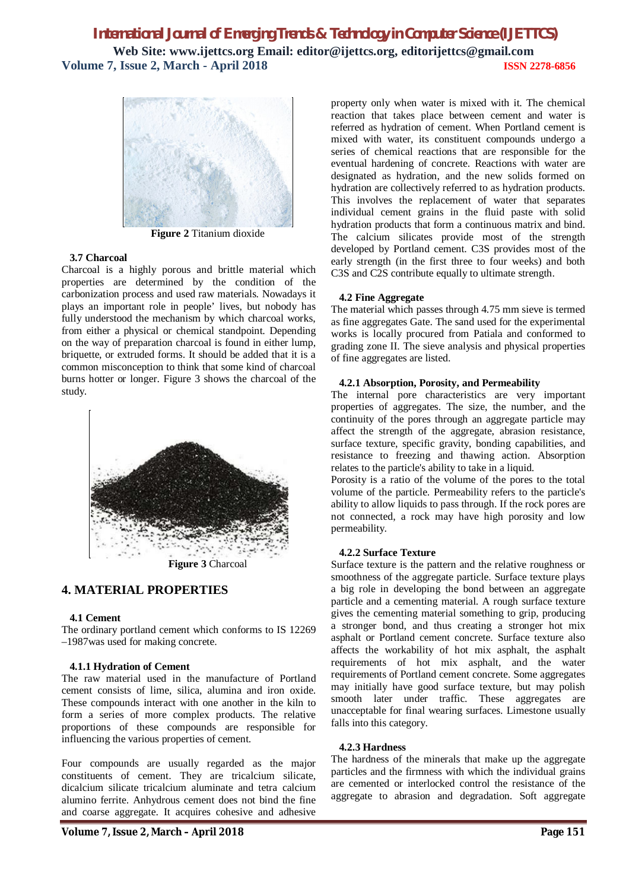**Figure 2** Titanium dioxide

### 3.7 Charcoal

Charcoal is a highly porous and brittle material which properties are determined by the condition of the carbonization process and used raw materials. Nowadays it plays an important role in people' lives, but nobody has fully understood the mechanism by which charcoal works, from either a physical or chemical standpoint. Depending on the way of preparation charcoal is found in either lump, briquette, or extruded forms. It should be added that it is a common misconception to think that some kind of charcoal burns hotter or longer. Figure 3 shows the charcoal of the study.

**Figure 3** Charcoal

## 4. MATERIAL PROPERTIES

### 4.1 Cement

The ordinary portland cement which conforms to IS 12269 –1987was used for making concrete.

### 4.1.1 Hydration of Cement

The raw material used in the manufacture of Portland cement consists of lime, silica, alumina and iron oxide. These compounds interact with one another in the kiln to form a series of more complex products. The relative proportions of these compounds are responsible for influencing the various properties of cement.

Four compounds are usually regarded as the major constituents of cement. They are tricalcium silicate, dicalcium silicate tricalcium aluminate and tetra calcium alumino ferrite. Anhydrous cement does not bind the fine and coarse aggregate. It acquires cohesive and adhesive property only when water is mixed with it. The chemical reaction that takes place between cement and water is referred as hydration of cement. When Portland cement is mixed with water, its constituent compounds undergo a series of chemical reactions that are responsible for the eventual hardening of concrete. Reactions with water are designated as hydration, and the new solids formed on hydration are collectively referred to as hydration products. This involves the replacement of water that separates individual cement grains in the fluid paste with solid hydration products that form a continuous matrix and bind. The calcium silicates provide most of the strength developed by Portland cement. C3S provides most of the early strength (in the first three to four weeks) and both C3S and C2S contribute equally to ultimate strength.

### 4.2 Fine Aggregate

The material which passes through 4.75 mm sieve is termed as fine aggregates Gate. The sand used for the experimental works is locally procured from Patiala and conformed to grading zone II. The sieve analysis and physical properties of fine aggregates are listed.

### 4.2.1 Absorption, Porosity, and Permeability

The internal pore characteristics are very important properties of aggregates. The size, the number, and the continuity of the pores through an aggregate particle may affect the strength of the aggregate, abrasion resistance, surface texture, specific gravity, bonding capabilities, and resistance to freezing and thawing action. Absorption relates to the particle's ability to take in a liquid.

Porosity is a ratio of the volume of the pores to the total volume of the particle. Permeability refers to the particle's ability to allow liquids to pass through. If the rock pores are not connected, a rock may have high porosity and low permeability.

### 4.2.2 Surface Texture

Surface texture is the pattern and the relative roughness or smoothness of the aggregate particle. Surface texture plays a big role in developing the bond between an aggregate particle and a cementing material. A rough surface texture gives the cementing material something to grip, producing a stronger bond, and thus creating a stronger hot mix asphalt or Portland cement concrete. Surface texture also affects the workability of hot mix asphalt, the asphalt requirements of hot mix asphalt, and the water requirements of Portland cement concrete. Some aggregates may initially have good surface texture, but may polish smooth later under traffic. These aggregates are unacceptable for final wearing surfaces. Limestone usually falls into this category.

### 4.2.3 Hardness

The hardness of the minerals that make up the aggregate particles and the firmness with which the individual grains are cemented or interlocked control the resistance of the aggregate to abrasion and degradation. Soft aggregate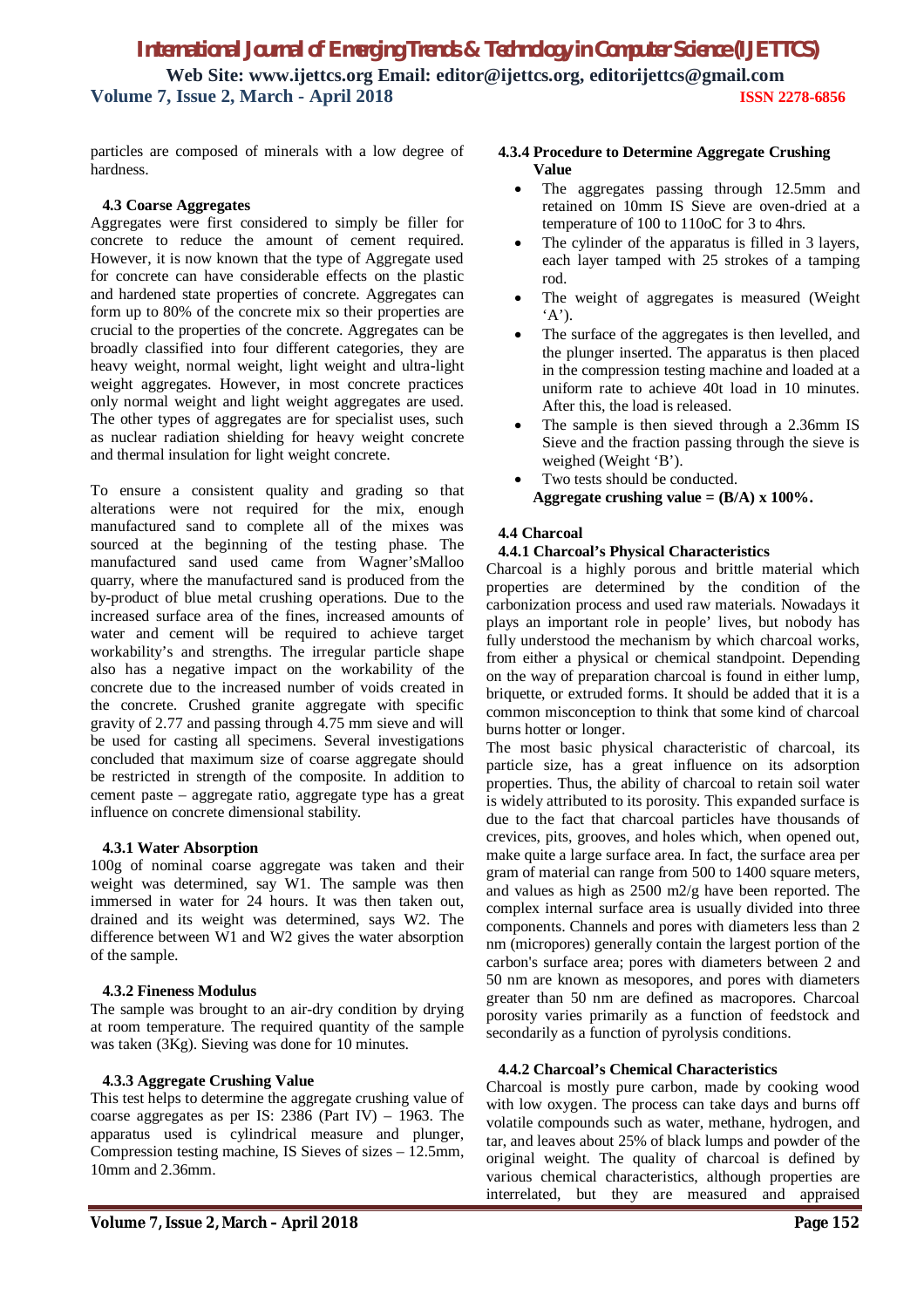particles are composed of minerals with a low degree of hardness.

### 4.3 Coarse Aggregates

Aggregates were first considered to simply be filler for concrete to reduce the amount of cement required. However, it is now known that the type of Aggregate used for concrete can have considerable effects on the plastic and hardened state properties of concrete. Aggregates can form up to 80% of the concrete mix so their properties are crucial to the properties of the concrete. Aggregates can be broadly classified into four different categories, they are heavy weight, normal weight, light weight and ultra-light weight aggregates. However, in most concrete practices only normal weight and light weight aggregates are used. The other types of aggregates are for specialist uses, such as nuclear radiation shielding for heavy weight concrete and thermal insulation for light weight concrete.

To ensure a consistent quality and grading so that alterations were not required for the mix, enough manufactured sand to complete all of the mixes was sourced at the beginning of the testing phase. The manufactured sand used came from Wagner'sMalloo quarry, where the manufactured sand is produced from the by-product of blue metal crushing operations. Due to the increased surface area of the fines, increased amounts of water and cement will be required to achieve target workability's and strengths. The irregular particle shape also has a negative impact on the workability of the concrete due to the increased number of voids created in the concrete. Crushed granite aggregate with specific gravity of 2.77 and passing through 4.75 mm sieve and will be used for casting all specimens. Several investigations concluded that maximum size of coarse aggregate should be restricted in strength of the composite. In addition to cement paste – aggregate ratio, aggregate type has a great influence on concrete dimensional stability.

#### 4.3.1 Water Absorption

100g of nominal coarse aggregate was taken and their weight was determined, say W1. The sample was then immersed in water for 24 hours. It was then taken out, drained and its weight was determined, says W2. The difference between W1 and W2 gives the water absorption of the sample.

#### 4.3.2 Fineness Modulus

The sample was brought to an air-dry condition by drying at room temperature. The required quantity of the sample was taken (3Kg). Sieving was done for 10 minutes.

#### 4.3.3 Aggregate Crushing Value

This test helps to determine the aggregate crushing value of coarse aggregates as per IS: 2386 (Part IV) – 1963. The apparatus used is cylindrical measure and plunger, Compression testing machine, IS Sieves of sizes – 12.5mm, 10mm and 2.36mm.

#### 4.3.4 Procedure to Determine Aggregate Crushing Value

- The aggregates passing through 12.5mm and retained on 10mm IS Sieve are oven-dried at a temperature of 100 to 110oC for 3 to 4hrs.
- The cylinder of the apparatus is filled in 3 layers, each layer tamped with 25 strokes of a tamping rod.
- The weight of aggregates is measured (Weight 'A').
- The surface of the aggregates is then levelled, and the plunger inserted. The apparatus is then placed in the compression testing machine and loaded at a uniform rate to achieve 40t load in 10 minutes. After this, the load is released.
- The sample is then sieved through a 2.36mm IS Sieve and the fraction passing through the sieve is weighed (Weight 'B').
- Two tests should be conducted.

**Aggregate crushing value = (B/A) x 100%.**

### 4.4 Charcoal

#### 4.4.1 Charcoal's Physical Characteristics

Charcoal is a highly porous and brittle material which properties are determined by the condition of the carbonization process and used raw materials. Nowadays it plays an important role in people' lives, but nobody has fully understood the mechanism by which charcoal works, from either a physical or chemical standpoint. Depending on the way of preparation charcoal is found in either lump, briquette, or extruded forms. It should be added that it is a common misconception to think that some kind of charcoal burns hotter or longer.

The most basic physical characteristic of charcoal, its particle size, has a great influence on its adsorption properties. Thus, the ability of charcoal to retain soil water is widely attributed to its porosity. This expanded surface is due to the fact that charcoal particles have thousands of crevices, pits, grooves, and holes which, when opened out, make quite a large surface area. In fact, the surface area per gram of material can range from 500 to 1400 square meters, and values as high as 2500 m2/g have been reported. The complex internal surface area is usually divided into three components. Channels and pores with diameters less than 2 nm (micropores) generally contain the largest portion of the carbon's surface area; pores with diameters between 2 and 50 nm are known as mesopores, and pores with diameters greater than 50 nm are defined as macropores. Charcoal porosity varies primarily as a function of feedstock and secondarily as a function of pyrolysis conditions.

#### 4.4.2 Charcoal's Chemical Characteristics

Charcoal is mostly pure carbon, made by cooking wood with low oxygen. The process can take days and burns off volatile compounds such as water, methane, hydrogen, and tar, and leaves about 25% of black lumps and powder of the original weight. The quality of charcoal is defined by various chemical characteristics, although properties are interrelated, but they are measured and appraised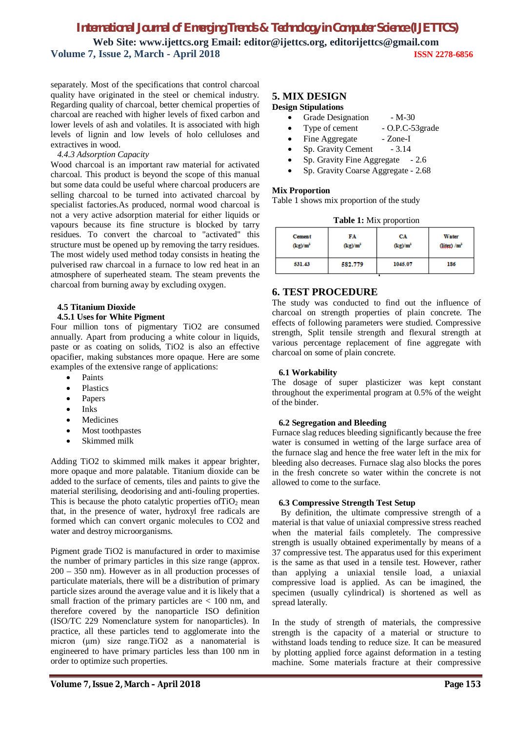separately. Most of the specifications that control charcoal quality have originated in the steel or chemical industry. Regarding quality of charcoal, better chemical properties of charcoal are reached with higher levels of fixed carbon and lower levels of ash and volatiles. It is associated with high levels of lignin and low levels of holo celluloses and extractives in wood.

*4.4.3 Adsorption Capacity*

Wood charcoal is an important raw material for activated charcoal. This product is beyond the scope of this manual but some data could be useful where charcoal producers are selling charcoal to be turned into activated charcoal by specialist factories.As produced, normal wood charcoal is not a very active adsorption material for either liquids or vapours because its fine structure is blocked by tarry residues. To convert the charcoal to "activated" this structure must be opened up by removing the tarry residues. The most widely used method today consists in heating the pulverised raw charcoal in a furnace to low red heat in an atmosphere of superheated steam. The steam prevents the charcoal from burning away by excluding oxygen.

### 4.5 Titanium Dioxide

#### 4.5.1 Uses for White Pigment

Four million tons of pigmentary TiO2 are consumed annually. Apart from producing a white colour in liquids, paste or as coating on solids, TiO2 is also an effective opacifier, making substances more opaque. Here are some examples of the extensive range of applications:

- Paints
- Plastics
- Papers
- Inks
- Medicines
- Most toothpastes
- Skimmed milk

Adding TiO2 to skimmed milk makes it appear brighter, more opaque and more palatable. Titanium dioxide can be added to the surface of cements, tiles and paints to give the material sterilising, deodorising and anti-fouling properties. This is because the photo catalytic properties of$TiO_2$ mean that, in the presence of water, hydroxyl free radicals are formed which can convert organic molecules to CO2 and water and destroy microorganisms.

Pigment grade TiO2 is manufactured in order to maximise the number of primary particles in this size range (approx. 200 – 350 nm). However as in all production processes of particulate materials, there will be a distribution of primary particle sizes around the average value and it is likely that a small fraction of the primary particles are < 100 nm, and therefore covered by the nanoparticle ISO definition (ISO/TC 229 Nomenclature system for nanoparticles). In practice, all these particles tend to agglomerate into the micron (μm) size range.TiO2 as a nanomaterial is engineered to have primary particles less than 100 nm in order to optimize such properties.

## 5. MIX DESIGN

**Design Stipulations**

- Grade Designation - M-30
- Type of cement - O.P.C-53grade
- Fine Aggregate - Zone-I
- Sp. Gravity Cement - 3.14
- Sp. Gravity Fine Aggregate - 2.6
- Sp. Gravity Coarse Aggregate - 2.68

**Mix Proportion**

Table 1 shows mix proportion of the study

**Table 1:** Mix proportion

| Cement (kg)/m³ | FA (kg)/m³ | CA (kg)/m³ | Water (liter) /m³ |
|---|---|---|---|
| 531.43 | 582.779 | 1045.07 | 186 |

## 6. TEST PROCEDURE

The study was conducted to find out the influence of charcoal on strength properties of plain concrete. The effects of following parameters were studied. Compressive strength, Split tensile strength and flexural strength at various percentage replacement of fine aggregate with charcoal on some of plain concrete.

### 6.1 Workability

The dosage of super plasticizer was kept constant throughout the experimental program at 0.5% of the weight of the binder.

### 6.2 Segregation and Bleeding

Furnace slag reduces bleeding significantly because the free water is consumed in wetting of the large surface area of the furnace slag and hence the free water left in the mix for bleeding also decreases. Furnace slag also blocks the pores in the fresh concrete so water within the concrete is not allowed to come to the surface.

### 6.3 Compressive Strength Test Setup

By definition, the ultimate compressive strength of a material is that value of uniaxial compressive stress reached when the material fails completely. The compressive strength is usually obtained experimentally by means of a 37 compressive test. The apparatus used for this experiment is the same as that used in a tensile test. However, rather than applying a uniaxial tensile load, a uniaxial compressive load is applied. As can be imagined, the specimen (usually cylindrical) is shortened as well as spread laterally.

In the study of strength of materials, the compressive strength is the capacity of a material or structure to withstand loads tending to reduce size. It can be measured by plotting applied force against deformation in a testing machine. Some materials fracture at their compressive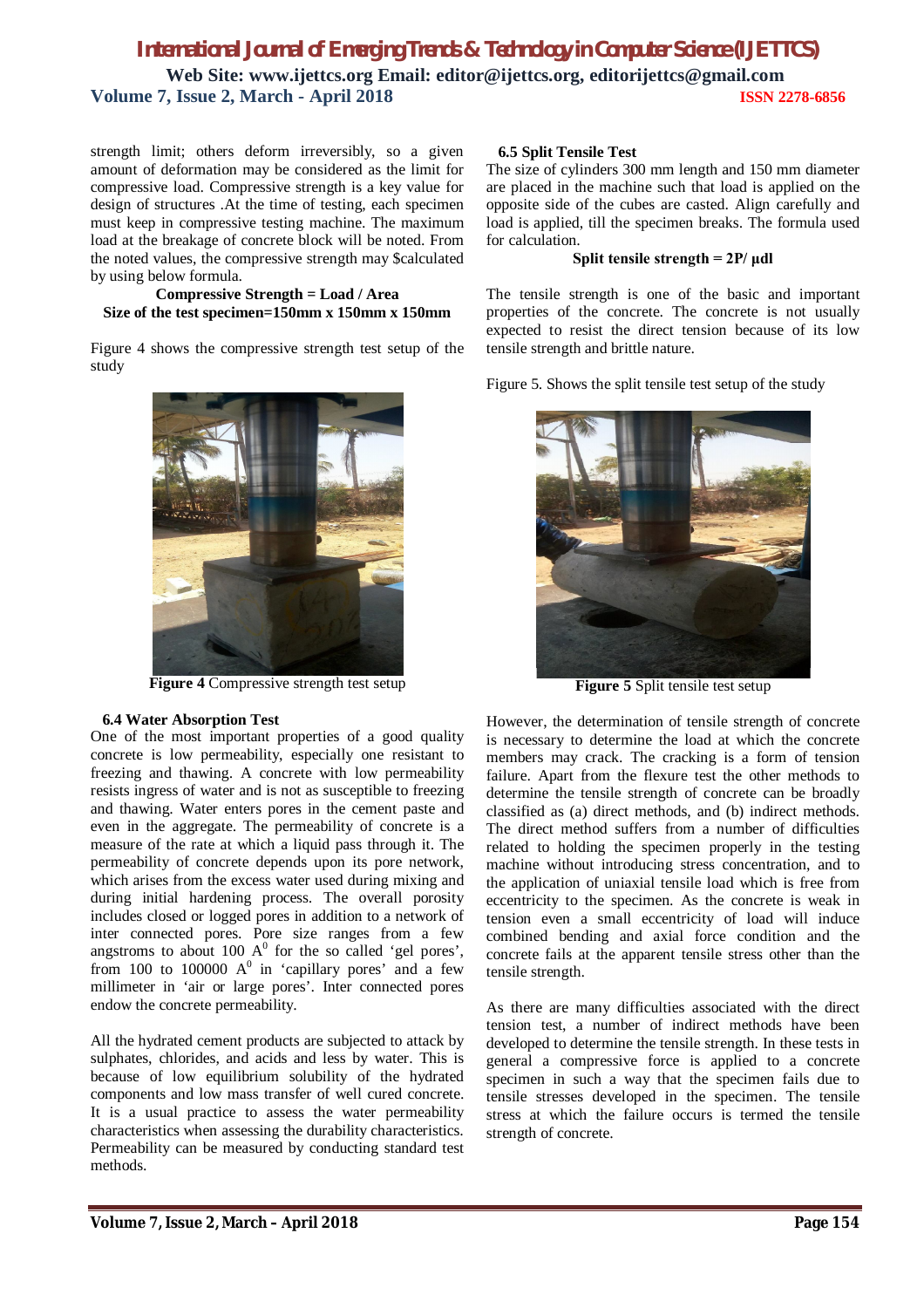strength limit; others deform irreversibly, so a given amount of deformation may be considered as the limit for compressive load. Compressive strength is a key value for design of structures .At the time of testing, each specimen must keep in compressive testing machine. The maximum load at the breakage of concrete block will be noted. From the noted values, the compressive strength may $calculated by using below formula.

**Compressive Strength = Load / Area**

**Size of the test specimen=150mm x 150mm x 150mm**

Figure 4 shows the compressive strength test setup of the study

**Figure 4** Compressive strength test setup

### 6.4 Water Absorption Test

One of the most important properties of a good quality concrete is low permeability, especially one resistant to freezing and thawing. A concrete with low permeability resists ingress of water and is not as susceptible to freezing and thawing. Water enters pores in the cement paste and even in the aggregate. The permeability of concrete is a measure of the rate at which a liquid pass through it. The permeability of concrete depends upon its pore network, which arises from the excess water used during mixing and during initial hardening process. The overall porosity includes closed or logged pores in addition to a network of inter connected pores. Pore size ranges from a few angstroms to about 100 $A^0$ for the so called 'gel pores', from 100 to 100000 $A^0$ in 'capillary pores' and a few millimeter in 'air or large pores'. Inter connected pores endow the concrete permeability.

All the hydrated cement products are subjected to attack by sulphates, chlorides, and acids and less by water. This is because of low equilibrium solubility of the hydrated components and low mass transfer of well cured concrete. It is a usual practice to assess the water permeability characteristics when assessing the durability characteristics. Permeability can be measured by conducting standard test methods.

### 6.5 Split Tensile Test

The size of cylinders 300 mm length and 150 mm diameter are placed in the machine such that load is applied on the opposite side of the cubes are casted. Align carefully and load is applied, till the specimen breaks. The formula used for calculation.

**Split tensile strength = 2P/ μdl**

The tensile strength is one of the basic and important properties of the concrete. The concrete is not usually expected to resist the direct tension because of its low tensile strength and brittle nature.

Figure 5. Shows the split tensile test setup of the study

**Figure 5** Split tensile test setup

However, the determination of tensile strength of concrete is necessary to determine the load at which the concrete members may crack. The cracking is a form of tension failure. Apart from the flexure test the other methods to determine the tensile strength of concrete can be broadly classified as (a) direct methods, and (b) indirect methods. The direct method suffers from a number of difficulties related to holding the specimen properly in the testing machine without introducing stress concentration, and to the application of uniaxial tensile load which is free from eccentricity to the specimen. As the concrete is weak in tension even a small eccentricity of load will induce combined bending and axial force condition and the concrete fails at the apparent tensile stress other than the tensile strength.

As there are many difficulties associated with the direct tension test, a number of indirect methods have been developed to determine the tensile strength. In these tests in general a compressive force is applied to a concrete specimen in such a way that the specimen fails due to tensile stresses developed in the specimen. The tensile stress at which the failure occurs is termed the tensile strength of concrete.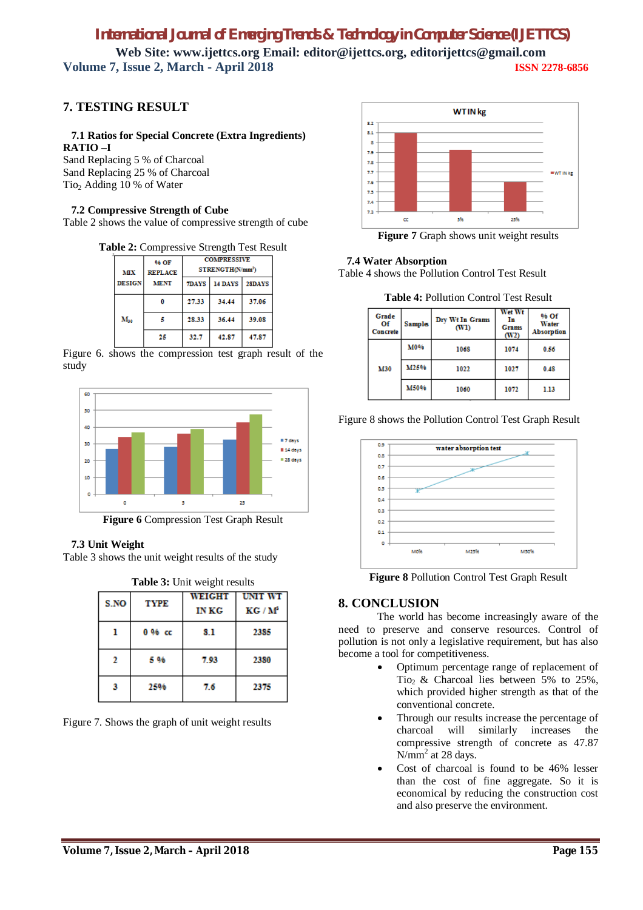## 7. TESTING RESULT

### 7.1 Ratios for Special Concrete (Extra Ingredients)

**RATIO –I**

Sand Replacing 5 % of Charcoal

Sand Replacing 25 % of Charcoal

$TiO_2$ Adding 10 % of Water

### 7.2 Compressive Strength of Cube

Table 2 shows the value of compressive strength of cube

**Table 2:** Compressive Strength Test Result

| MIX DESIGN | % OF REPLACE MENT | COMPRESSIVE STRENGTH(N/mm²) | | |
|---|---|---|---|---|
| | | 7DAYS | 14 DAYS | 28DAYS |
| $M_{30}$ | 0 | 27.33 | 34.44 | 37.06 |
| | 5 | 28.33 | 36.44 | 39.08 |
| | 25 | 32.7 | 42.87 | 47.87 |

Figure 6. shows the compression test graph result of the study

**Figure 6** Compression Test Graph Result

### 7.3 Unit Weight

Table 3 shows the unit weight results of the study

**Table 3:** Unit weight results

| S.NO | TYPE | WEIGHT IN KG | UNIT WT KG / M³ |
|---|---|---|---|
| 1 | 0 % cc | 8.1 | 2385 |
| 2 | 5 % | 7.93 | 2380 |
| 3 | 25% | 7.6 | 2375 |

Figure 7. Shows the graph of unit weight results

**Figure 7** Graph shows unit weight results

### 7.4 Water Absorption

Table 4 shows the Pollution Control Test Result

**Table 4:** Pollution Control Test Result

| Grade Of Concrete | Samples | Dry Wt In Grams (W1) | Wet Wt In Grams (W2) | % Of Water Absorption |
|---|---|---|---|---|
| M30 | M0% | 1068 | 1074 | 0.56 |
| | M25% | 1022 | 1027 | 0.48 |
| | M50% | 1060 | 1072 | 1.13 |

Figure 8 shows the Pollution Control Test Graph Result

**Figure 8** Pollution Control Test Graph Result

## 8. CONCLUSION

The world has become increasingly aware of the need to preserve and conserve resources. Control of pollution is not only a legislative requirement, but has also become a tool for competitiveness.

- Optimum percentage range of replacement of $TiO_2$ & Charcoal lies between 5% to 25%, which provided higher strength as that of the conventional concrete.
- Through our results increase the percentage of charcoal will similarly increases the compressive strength of concrete as 47.87 $N/mm^2$ at 28 days.
- Cost of charcoal is found to be 46% lesser than the cost of fine aggregate. So it is economical by reducing the construction cost and also preserve the environment.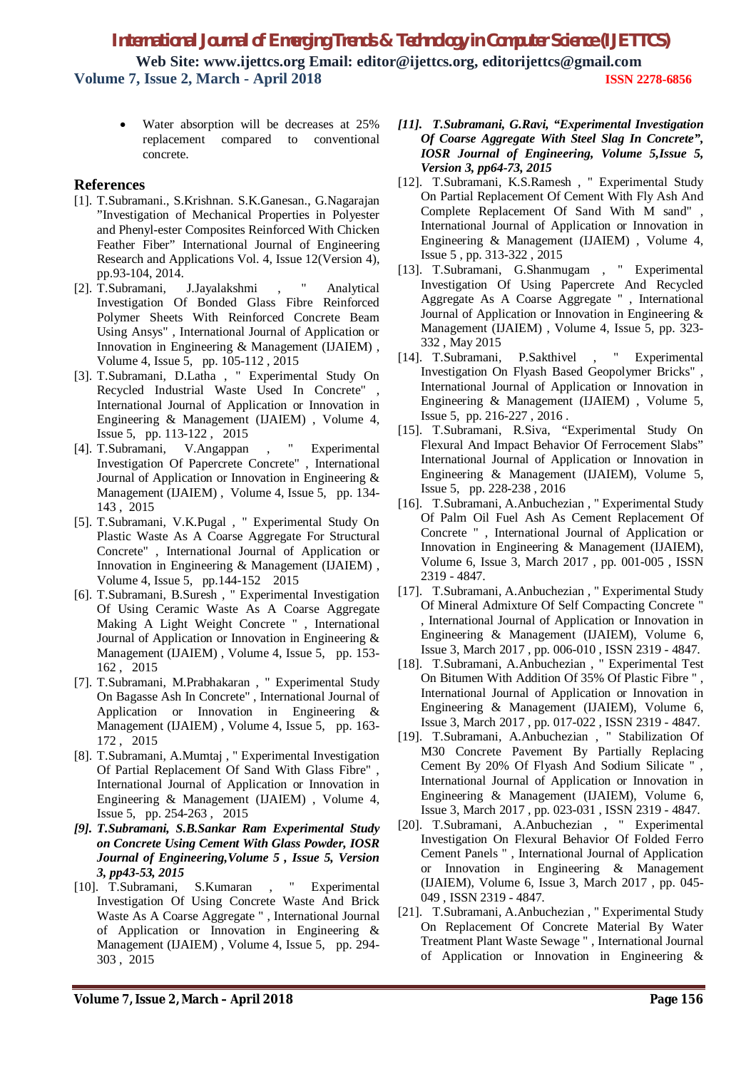- Water absorption will be decreases at 25% replacement compared to conventional concrete.

## References

[1]. T.Subramani., S.Krishnan. S.K.Ganesan., G.Nagarajan "Investigation of Mechanical Properties in Polyester and Phenyl-ester Composites Reinforced With Chicken Feather Fiber" International Journal of Engineering Research and Applications Vol. 4, Issue 12(Version 4), pp.93-104, 2014.

[2]. T.Subramani, J.Jayalakshmi , " Analytical Investigation Of Bonded Glass Fibre Reinforced Polymer Sheets With Reinforced Concrete Beam Using Ansys" , International Journal of Application or Innovation in Engineering & Management (IJAIEM) , Volume 4, Issue 5, pp. 105-112 , 2015

[3]. T.Subramani, D.Latha , " Experimental Study On Recycled Industrial Waste Used In Concrete" , International Journal of Application or Innovation in Engineering & Management (IJAIEM) , Volume 4, Issue 5, pp. 113-122 , 2015

[4]. T.Subramani, V.Angappan , " Experimental Investigation Of Papercrete Concrete" , International Journal of Application or Innovation in Engineering & Management (IJAIEM) , Volume 4, Issue 5, pp. 134-143 , 2015

[5]. T.Subramani, V.K.Pugal , " Experimental Study On Plastic Waste As A Coarse Aggregate For Structural Concrete" , International Journal of Application or Innovation in Engineering & Management (IJAIEM) , Volume 4, Issue 5, pp.144-152 2015

[6]. T.Subramani, B.Suresh , " Experimental Investigation Of Using Ceramic Waste As A Coarse Aggregate Making A Light Weight Concrete " , International Journal of Application or Innovation in Engineering & Management (IJAIEM) , Volume 4, Issue 5, pp. 153-162 , 2015

[7]. T.Subramani, M.Prabhakaran , " Experimental Study On Bagasse Ash In Concrete" , International Journal of Application or Innovation in Engineering & Management (IJAIEM) , Volume 4, Issue 5, pp. 163-172 , 2015

[8]. T.Subramani, A.Mumtaj , " Experimental Investigation Of Partial Replacement Of Sand With Glass Fibre" , International Journal of Application or Innovation in Engineering & Management (IJAIEM) , Volume 4, Issue 5, pp. 254-263 , 2015

***[9]. T.Subramani, S.B.Sankar Ram Experimental Study on Concrete Using Cement With Glass Powder, IOSR Journal of Engineering,Volume 5 , Issue 5, Version 3, pp43-53, 2015***

[10]. T.Subramani, S.Kumaran , " Experimental Investigation Of Using Concrete Waste And Brick Waste As A Coarse Aggregate " , International Journal of Application or Innovation in Engineering & Management (IJAIEM) , Volume 4, Issue 5, pp. 294-303 , 2015

***[11]. T.Subramani, G.Ravi, "Experimental Investigation Of Coarse Aggregate With Steel Slag In Concrete", IOSR Journal of Engineering, Volume 5,Issue 5, Version 3, pp64-73, 2015***

[12]. T.Subramani, K.S.Ramesh , " Experimental Study On Partial Replacement Of Cement With Fly Ash And Complete Replacement Of Sand With M sand" , International Journal of Application or Innovation in Engineering & Management (IJAIEM) , Volume 4, Issue 5 , pp. 313-322 , 2015

[13]. T.Subramani, G.Shanmugam , " Experimental Investigation Of Using Papercrete And Recycled Aggregate As A Coarse Aggregate " , International Journal of Application or Innovation in Engineering & Management (IJAIEM) , Volume 4, Issue 5, pp. 323-332 , May 2015

[14]. T.Subramani, P.Sakthivel , " Experimental Investigation On Flyash Based Geopolymer Bricks" , International Journal of Application or Innovation in Engineering & Management (IJAIEM) , Volume 5, Issue 5, pp. 216-227 , 2016 .

[15]. T.Subramani, R.Siva, "Experimental Study On Flexural And Impact Behavior Of Ferrocement Slabs" International Journal of Application or Innovation in Engineering & Management (IJAIEM), Volume 5, Issue 5, pp. 228-238 , 2016

[16]. T.Subramani, A.Anbuchezian , " Experimental Study Of Palm Oil Fuel Ash As Cement Replacement Of Concrete " , International Journal of Application or Innovation in Engineering & Management (IJAIEM), Volume 6, Issue 3, March 2017 , pp. 001-005 , ISSN 2319 - 4847.

[17]. T.Subramani, A.Anbuchezian , " Experimental Study Of Mineral Admixture Of Self Compacting Concrete " , International Journal of Application or Innovation in Engineering & Management (IJAIEM), Volume 6, Issue 3, March 2017 , pp. 006-010 , ISSN 2319 - 4847.

[18]. T.Subramani, A.Anbuchezian , " Experimental Test On Bitumen With Addition Of 35% Of Plastic Fibre " , International Journal of Application or Innovation in Engineering & Management (IJAIEM), Volume 6, Issue 3, March 2017 , pp. 017-022 , ISSN 2319 - 4847.

[19]. T.Subramani, A.Anbuchezian , " Stabilization Of M30 Concrete Pavement By Partially Replacing Cement By 20% Of Flyash And Sodium Silicate " , International Journal of Application or Innovation in Engineering & Management (IJAIEM), Volume 6, Issue 3, March 2017 , pp. 023-031 , ISSN 2319 - 4847.

[20]. T.Subramani, A.Anbuchezian , " Experimental Investigation On Flexural Behavior Of Folded Ferro Cement Panels " , International Journal of Application or Innovation in Engineering & Management (IJAIEM), Volume 6, Issue 3, March 2017 , pp. 045-049 , ISSN 2319 - 4847.

[21]. T.Subramani, A.Anbuchezian , " Experimental Study On Replacement Of Concrete Material By Water Treatment Plant Waste Sewage " , International Journal of Application or Innovation in Engineering &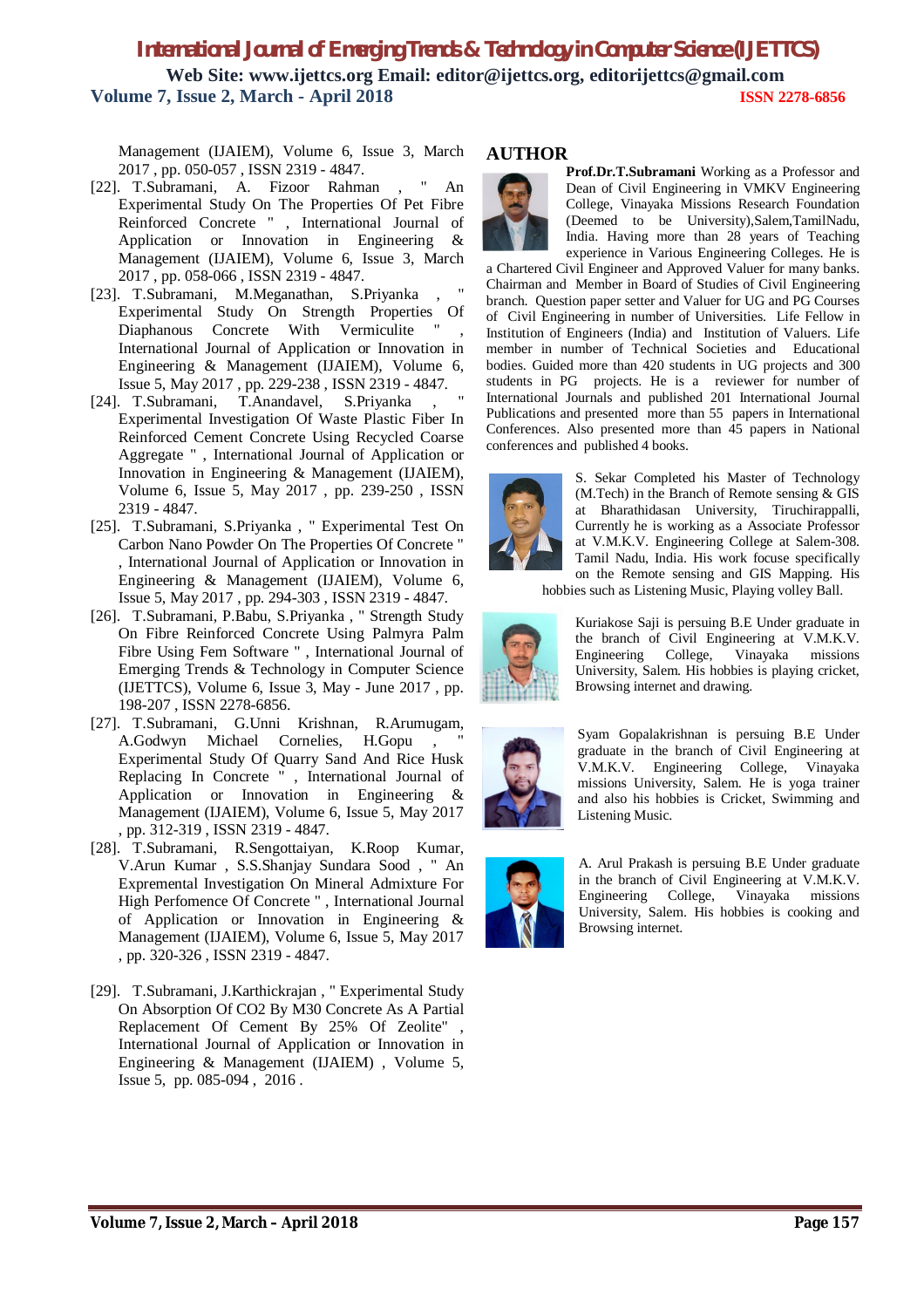Management (IJAIEM), Volume 6, Issue 3, March 2017 , pp. 050-057 , ISSN 2319 - 4847.

[22]. T.Subramani, A. Fizoor Rahman , " An Experimental Study On The Properties Of Pet Fibre Reinforced Concrete " , International Journal of Application or Innovation in Engineering & Management (IJAIEM), Volume 6, Issue 3, March 2017 , pp. 058-066 , ISSN 2319 - 4847.

[23]. T.Subramani, M.Meganathan, S.Priyanka , " Experimental Study On Strength Properties Of Diaphanous Concrete With Vermiculite " , International Journal of Application or Innovation in Engineering & Management (IJAIEM), Volume 6, Issue 5, May 2017 , pp. 229-238 , ISSN 2319 - 4847.

[24]. T.Subramani, T.Anandavel, S.Priyanka , " Experimental Investigation Of Waste Plastic Fiber In Reinforced Cement Concrete Using Recycled Coarse Aggregate " , International Journal of Application or Innovation in Engineering & Management (IJAIEM), Volume 6, Issue 5, May 2017 , pp. 239-250 , ISSN 2319 - 4847.

[25]. T.Subramani, S.Priyanka , " Experimental Test On Carbon Nano Powder On The Properties Of Concrete " , International Journal of Application or Innovation in Engineering & Management (IJAIEM), Volume 6, Issue 5, May 2017 , pp. 294-303 , ISSN 2319 - 4847.

[26]. T.Subramani, P.Babu, S.Priyanka , " Strength Study On Fibre Reinforced Concrete Using Palmyra Palm Fibre Using Fem Software " , International Journal of Emerging Trends & Technology in Computer Science (IJETTCS), Volume 6, Issue 3, May - June 2017 , pp. 198-207 , ISSN 2278-6856.

[27]. T.Subramani, G.Unni Krishnan, R.Arumugam, A.Godwyn Michael Cornelies, H.Gopu , " Experimental Study Of Quarry Sand And Rice Husk Replacing In Concrete " , International Journal of Application or Innovation in Engineering & Management (IJAIEM), Volume 6, Issue 5, May 2017 , pp. 312-319 , ISSN 2319 - 4847.

[28]. T.Subramani, R.Sengottaiyan, K.Roop Kumar, V.Arun Kumar , S.S.Shanjay Sundara Sood , " An Expremental Investigation On Mineral Admixture For High Perfomence Of Concrete " , International Journal of Application or Innovation in Engineering & Management (IJAIEM), Volume 6, Issue 5, May 2017 , pp. 320-326 , ISSN 2319 - 4847.

[29]. T.Subramani, J.Karthickrajan , " Experimental Study On Absorption Of CO2 By M30 Concrete As A Partial Replacement Of Cement By 25% Of Zeolite" , International Journal of Application or Innovation in Engineering & Management (IJAIEM) , Volume 5, Issue 5, pp. 085-094 , 2016 .

## AUTHOR

**Prof.Dr.T.Subramani** Working as a Professor and Dean of Civil Engineering in VMKV Engineering College, Vinayaka Missions Research Foundation (Deemed to be University),Salem,TamilNadu, India. Having more than 28 years of Teaching experience in Various Engineering Colleges. He is a Chartered Civil Engineer and Approved Valuer for many banks. Chairman and Member in Board of Studies of Civil Engineering branch. Question paper setter and Valuer for UG and PG Courses of Civil Engineering in number of Universities. Life Fellow in Institution of Engineers (India) and Institution of Valuers. Life member in number of Technical Societies and Educational bodies. Guided more than 420 students in UG projects and 300 students in PG projects. He is a reviewer for number of International Journals and published 201 International Journal Publications and presented more than 55 papers in International Conferences. Also presented more than 45 papers in National conferences and published 4 books.

S. Sekar Completed his Master of Technology (M.Tech) in the Branch of Remote sensing & GIS at Bharathidasan University, Tiruchirappalli, Currently he is working as a Associate Professor at V.M.K.V. Engineering College at Salem-308. Tamil Nadu, India. His work focuse specifically on the Remote sensing and GIS Mapping. His hobbies such as Listening Music, Playing volley Ball.

Kuriakose Saji is persuing B.E Under graduate in the branch of Civil Engineering at V.M.K.V. Engineering College, Vinayaka missions University, Salem. His hobbies is playing cricket, Browsing internet and drawing.

Syam Gopalakrishnan is persuing B.E Under graduate in the branch of Civil Engineering at V.M.K.V. Engineering College, Vinayaka missions University, Salem. He is yoga trainer and also his hobbies is Cricket, Swimming and Listening Music.

A. Arul Prakash is persuing B.E Under graduate in the branch of Civil Engineering at V.M.K.V. Engineering College, Vinayaka missions University, Salem. His hobbies is cooking and Browsing internet.